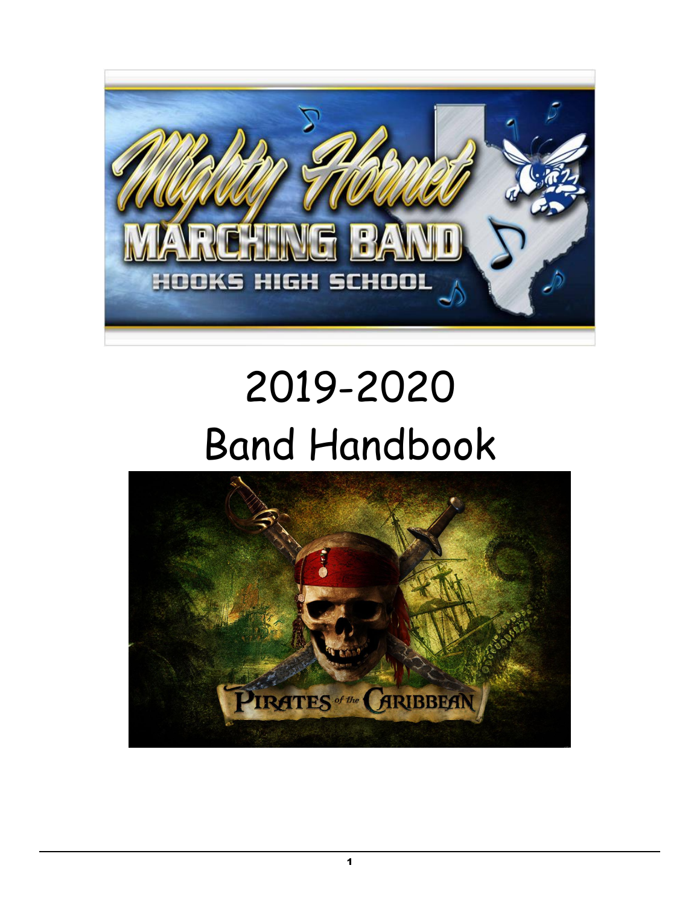# 2019-2020 Band Handbook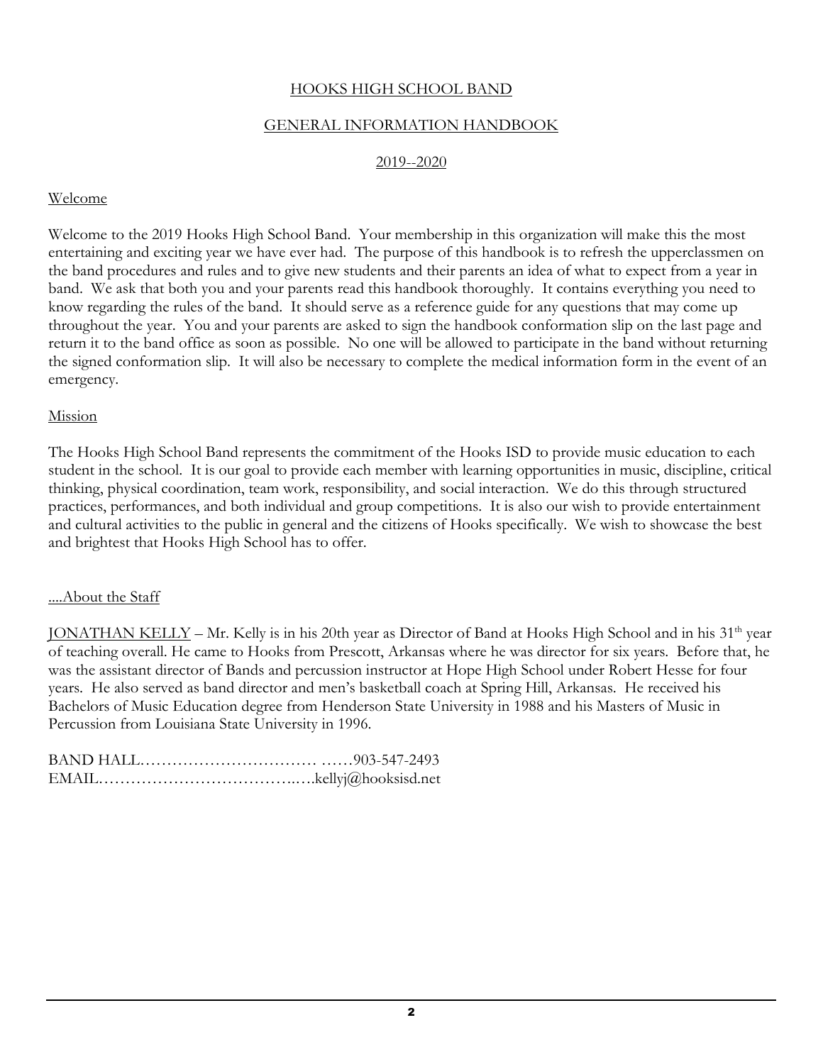# HOOKS HIGH SCHOOL BAND

## GENERAL INFORMATION HANDBOOK

## 2019--2020

### Welcome

Welcome to the 2019 Hooks High School Band. Your membership in this organization will make this the most entertaining and exciting year we have ever had. The purpose of this handbook is to refresh the upperclassmen on the band procedures and rules and to give new students and their parents an idea of what to expect from a year in band. We ask that both you and your parents read this handbook thoroughly. It contains everything you need to know regarding the rules of the band. It should serve as a reference guide for any questions that may come up throughout the year. You and your parents are asked to sign the handbook conformation slip on the last page and return it to the band office as soon as possible. No one will be allowed to participate in the band without returning the signed conformation slip. It will also be necessary to complete the medical information form in the event of an emergency.

### Mission

The Hooks High School Band represents the commitment of the Hooks ISD to provide music education to each student in the school. It is our goal to provide each member with learning opportunities in music, discipline, critical thinking, physical coordination, team work, responsibility, and social interaction. We do this through structured practices, performances, and both individual and group competitions. It is also our wish to provide entertainment and cultural activities to the public in general and the citizens of Hooks specifically. We wish to showcase the best and brightest that Hooks High School has to offer.

### ....About the Staff

JONATHAN KELLY – Mr. Kelly is in his 20th year as Director of Band at Hooks High School and in his 31st year of teaching overall. He came to Hooks from Prescott, Arkansas where he was director for six years. Before that, he was the assistant director of Bands and percussion instructor at Hope High School under Robert Hesse for four years. He also served as band director and men's basketball coach at Spring Hill, Arkansas. He received his Bachelors of Music Education degree from Henderson State University in 1988 and his Masters of Music in Percussion from Louisiana State University in 1996.

BAND HALL…………………………… ……903-547-2493
EMAIL……………………………….….kellyj@hooksisd.net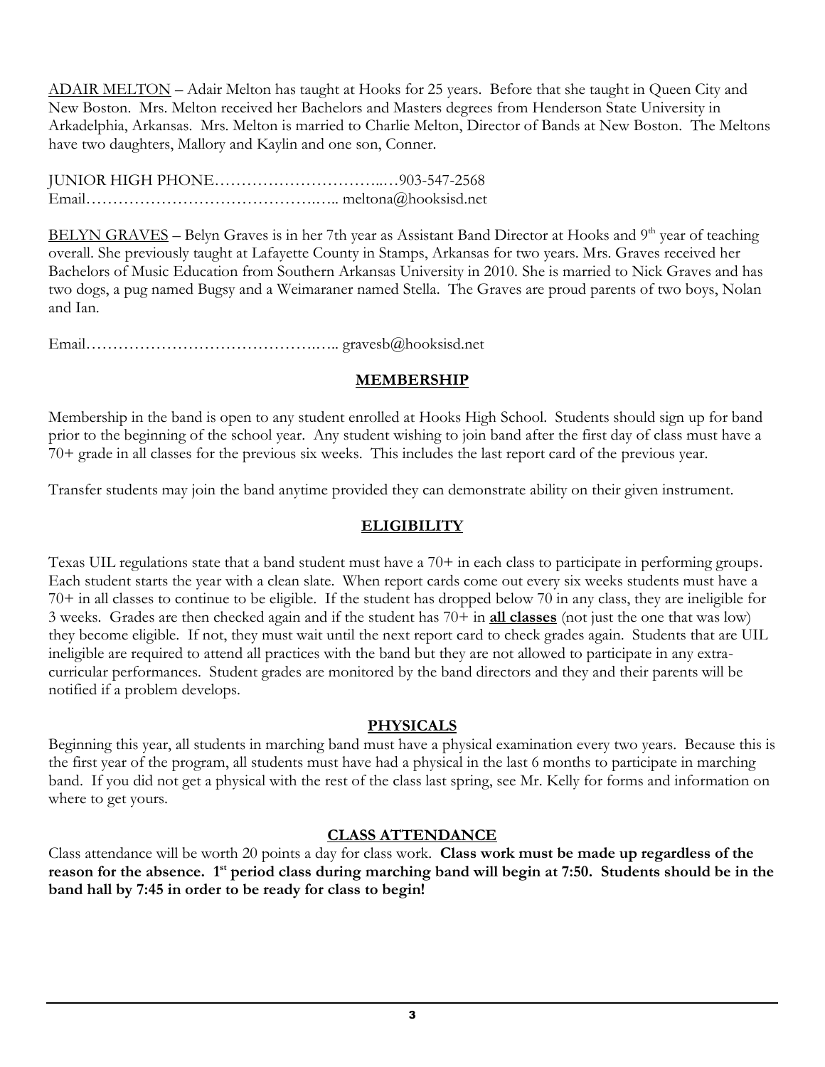ADAIR MELTON – Adair Melton has taught at Hooks for 25 years. Before that she taught in Queen City and New Boston. Mrs. Melton received her Bachelors and Masters degrees from Henderson State University in Arkadelphia, Arkansas. Mrs. Melton is married to Charlie Melton, Director of Bands at New Boston. The Meltons have two daughters, Mallory and Kaylin and one son, Conner.

JUNIOR HIGH PHONE…………………………..…903-547-2568
Email……………………………………..….. meltona@hooksisd.net

BELYN GRAVES – Belyn Graves is in her 7th year as Assistant Band Director at Hooks and 9th year of teaching overall. She previously taught at Lafayette County in Stamps, Arkansas for two years. Mrs. Graves received her Bachelors of Music Education from Southern Arkansas University in 2010. She is married to Nick Graves and has two dogs, a pug named Bugsy and a Weimaraner named Stella. The Graves are proud parents of two boys, Nolan and Ian.

Email……………………………………..….. gravesb@hooksisd.net

## MEMBERSHIP

Membership in the band is open to any student enrolled at Hooks High School. Students should sign up for band prior to the beginning of the school year. Any student wishing to join band after the first day of class must have a 70+ grade in all classes for the previous six weeks. This includes the last report card of the previous year.

Transfer students may join the band anytime provided they can demonstrate ability on their given instrument.

## ELIGIBILITY

Texas UIL regulations state that a band student must have a 70+ in each class to participate in performing groups. Each student starts the year with a clean slate. When report cards come out every six weeks students must have a 70+ in all classes to continue to be eligible. If the student has dropped below 70 in any class, they are ineligible for 3 weeks. Grades are then checked again and if the student has 70+ in **all classes** (not just the one that was low) they become eligible. If not, they must wait until the next report card to check grades again. Students that are UIL ineligible are required to attend all practices with the band but they are not allowed to participate in any extra-curricular performances. Student grades are monitored by the band directors and they and their parents will be notified if a problem develops.

## PHYSICALS

Beginning this year, all students in marching band must have a physical examination every two years. Because this is the first year of the program, all students must have had a physical in the last 6 months to participate in marching band. If you did not get a physical with the rest of the class last spring, see Mr. Kelly for forms and information on where to get yours.

## CLASS ATTENDANCE

Class attendance will be worth 20 points a day for class work. **Class work must be made up regardless of the reason for the absence. 1st period class during marching band will begin at 7:50. Students should be in the band hall by 7:45 in order to be ready for class to begin!**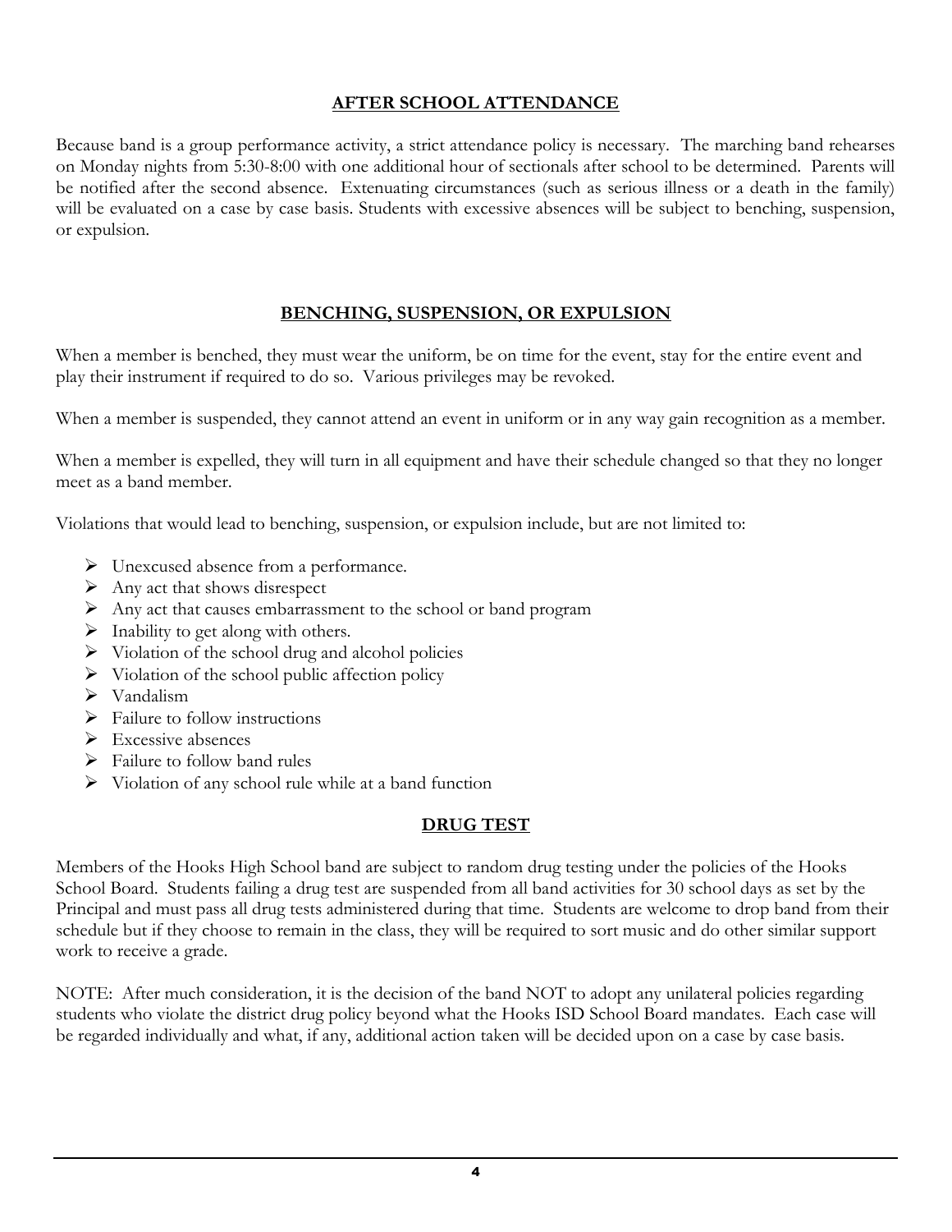## AFTER SCHOOL ATTENDANCE

Because band is a group performance activity, a strict attendance policy is necessary. The marching band rehearses on Monday nights from 5:30-8:00 with one additional hour of sectionals after school to be determined. Parents will be notified after the second absence. Extenuating circumstances (such as serious illness or a death in the family) will be evaluated on a case by case basis. Students with excessive absences will be subject to benching, suspension, or expulsion.

## BENCHING, SUSPENSION, OR EXPULSION

When a member is benched, they must wear the uniform, be on time for the event, stay for the entire event and play their instrument if required to do so. Various privileges may be revoked.

When a member is suspended, they cannot attend an event in uniform or in any way gain recognition as a member.

When a member is expelled, they will turn in all equipment and have their schedule changed so that they no longer meet as a band member.

Violations that would lead to benching, suspension, or expulsion include, but are not limited to:

- Unexcused absence from a performance.
- Any act that shows disrespect
- Any act that causes embarrassment to the school or band program
- Inability to get along with others.
- Violation of the school drug and alcohol policies
- Violation of the school public affection policy
- Vandalism
- Failure to follow instructions
- Excessive absences
- Failure to follow band rules
- Violation of any school rule while at a band function

## DRUG TEST

Members of the Hooks High School band are subject to random drug testing under the policies of the Hooks School Board. Students failing a drug test are suspended from all band activities for 30 school days as set by the Principal and must pass all drug tests administered during that time. Students are welcome to drop band from their schedule but if they choose to remain in the class, they will be required to sort music and do other similar support work to receive a grade.

NOTE: After much consideration, it is the decision of the band NOT to adopt any unilateral policies regarding students who violate the district drug policy beyond what the Hooks ISD School Board mandates. Each case will be regarded individually and what, if any, additional action taken will be decided upon on a case by case basis.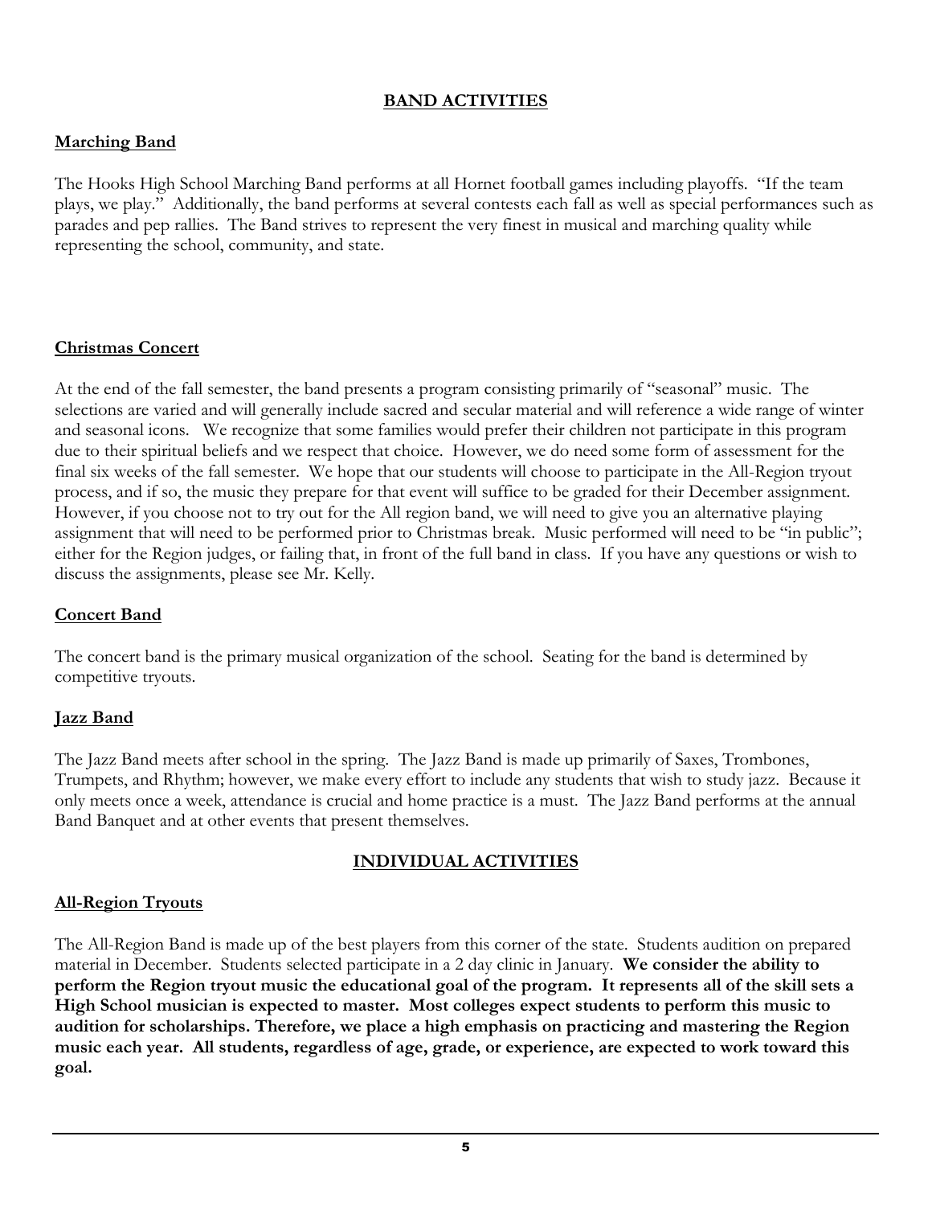## BAND ACTIVITIES

### Marching Band

The Hooks High School Marching Band performs at all Hornet football games including playoffs. "If the team plays, we play." Additionally, the band performs at several contests each fall as well as special performances such as parades and pep rallies. The Band strives to represent the very finest in musical and marching quality while representing the school, community, and state.

### Christmas Concert

At the end of the fall semester, the band presents a program consisting primarily of "seasonal" music. The selections are varied and will generally include sacred and secular material and will reference a wide range of winter and seasonal icons. We recognize that some families would prefer their children not participate in this program due to their spiritual beliefs and we respect that choice. However, we do need some form of assessment for the final six weeks of the fall semester. We hope that our students will choose to participate in the All-Region tryout process, and if so, the music they prepare for that event will suffice to be graded for their December assignment. However, if you choose not to try out for the All region band, we will need to give you an alternative playing assignment that will need to be performed prior to Christmas break. Music performed will need to be "in public"; either for the Region judges, or failing that, in front of the full band in class. If you have any questions or wish to discuss the assignments, please see Mr. Kelly.

### Concert Band

The concert band is the primary musical organization of the school. Seating for the band is determined by competitive tryouts.

### Jazz Band

The Jazz Band meets after school in the spring. The Jazz Band is made up primarily of Saxes, Trombones, Trumpets, and Rhythm; however, we make every effort to include any students that wish to study jazz. Because it only meets once a week, attendance is crucial and home practice is a must. The Jazz Band performs at the annual Band Banquet and at other events that present themselves.

## INDIVIDUAL ACTIVITIES

### All-Region Tryouts

The All-Region Band is made up of the best players from this corner of the state. Students audition on prepared material in December. Students selected participate in a 2 day clinic in January. **We consider the ability to perform the Region tryout music the educational goal of the program. It represents all of the skill sets a High School musician is expected to master. Most colleges expect students to perform this music to audition for scholarships. Therefore, we place a high emphasis on practicing and mastering the Region music each year. All students, regardless of age, grade, or experience, are expected to work toward this goal.**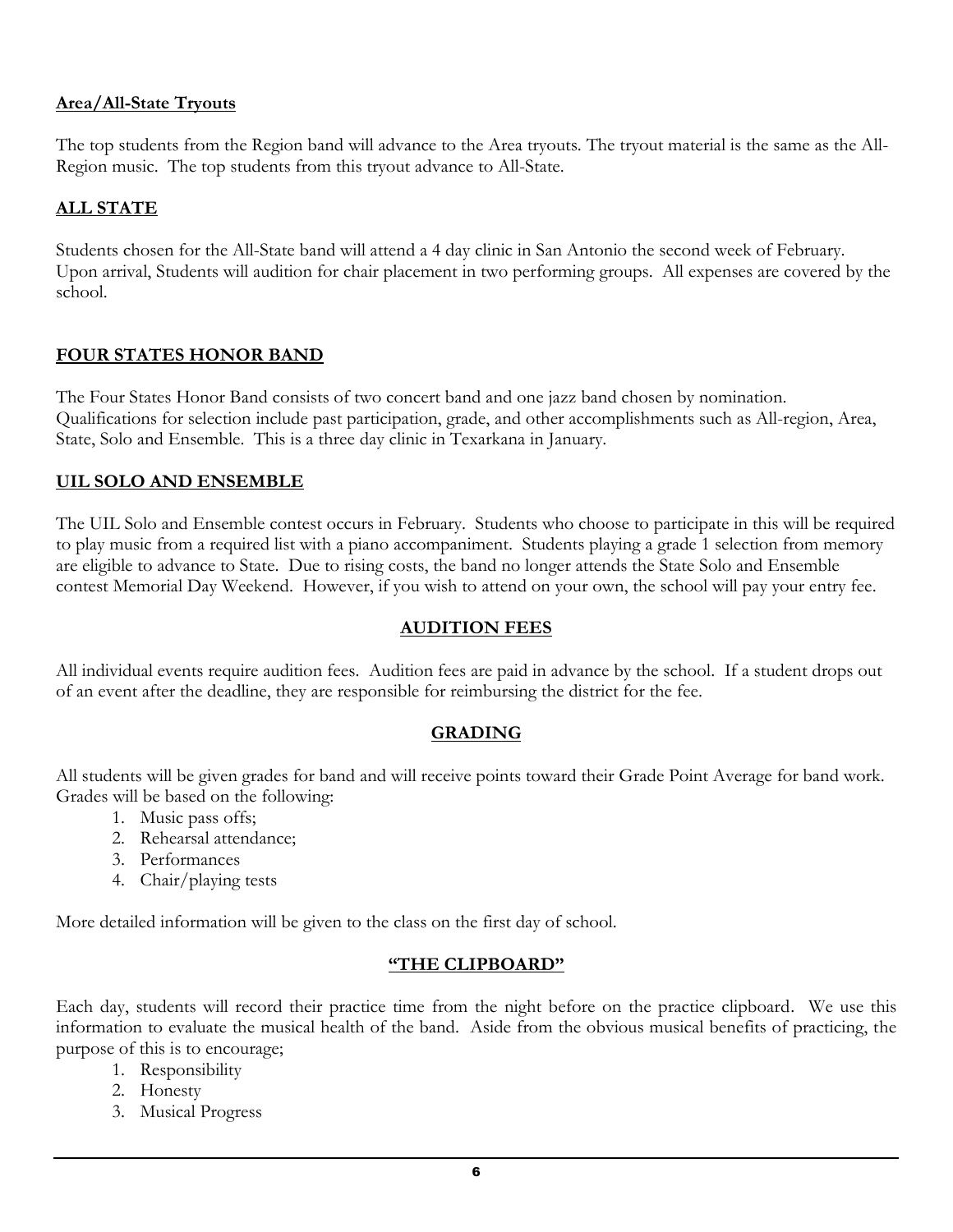## Area/All-State Tryouts

The top students from the Region band will advance to the Area tryouts. The tryout material is the same as the All-Region music. The top students from this tryout advance to All-State.

## ALL STATE

Students chosen for the All-State band will attend a 4 day clinic in San Antonio the second week of February. Upon arrival, Students will audition for chair placement in two performing groups. All expenses are covered by the school.

## FOUR STATES HONOR BAND

The Four States Honor Band consists of two concert band and one jazz band chosen by nomination. Qualifications for selection include past participation, grade, and other accomplishments such as All-region, Area, State, Solo and Ensemble. This is a three day clinic in Texarkana in January.

## UIL SOLO AND ENSEMBLE

The UIL Solo and Ensemble contest occurs in February. Students who choose to participate in this will be required to play music from a required list with a piano accompaniment. Students playing a grade 1 selection from memory are eligible to advance to State. Due to rising costs, the band no longer attends the State Solo and Ensemble contest Memorial Day Weekend. However, if you wish to attend on your own, the school will pay your entry fee.

## AUDITION FEES

All individual events require audition fees. Audition fees are paid in advance by the school. If a student drops out of an event after the deadline, they are responsible for reimbursing the district for the fee.

## GRADING

All students will be given grades for band and will receive points toward their Grade Point Average for band work. Grades will be based on the following:

1. Music pass offs;
2. Rehearsal attendance;
3. Performances
4. Chair/playing tests

More detailed information will be given to the class on the first day of school.

## "THE CLIPBOARD"

Each day, students will record their practice time from the night before on the practice clipboard. We use this information to evaluate the musical health of the band. Aside from the obvious musical benefits of practicing, the purpose of this is to encourage;

1. Responsibility
2. Honesty
3. Musical Progress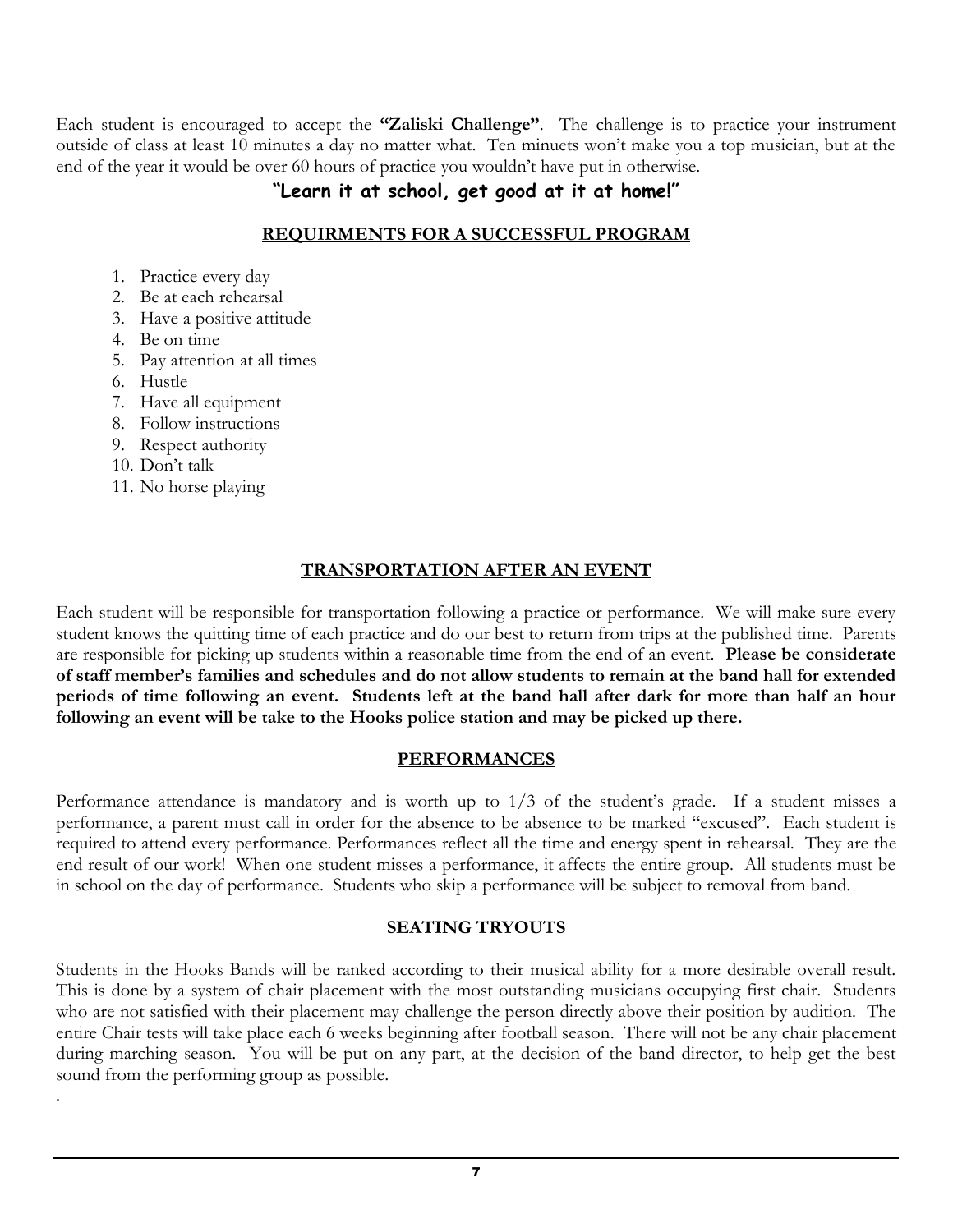Each student is encouraged to accept the **"Zaliski Challenge"**. The challenge is to practice your instrument outside of class at least 10 minutes a day no matter what. Ten minuets won't make you a top musician, but at the end of the year it would be over 60 hours of practice you wouldn't have put in otherwise.

**"Learn it at school, get good at it at home!"**

## REQUIRMENTS FOR A SUCCESSFUL PROGRAM

1. Practice every day
2. Be at each rehearsal
3. Have a positive attitude
4. Be on time
5. Pay attention at all times
6. Hustle
7. Have all equipment
8. Follow instructions
9. Respect authority
10. Don't talk
11. No horse playing

## TRANSPORTATION AFTER AN EVENT

Each student will be responsible for transportation following a practice or performance. We will make sure every student knows the quitting time of each practice and do our best to return from trips at the published time. Parents are responsible for picking up students within a reasonable time from the end of an event. **Please be considerate of staff member's families and schedules and do not allow students to remain at the band hall for extended periods of time following an event. Students left at the band hall after dark for more than half an hour following an event will be take to the Hooks police station and may be picked up there.**

## PERFORMANCES

Performance attendance is mandatory and is worth up to 1/3 of the student's grade. If a student misses a performance, a parent must call in order for the absence to be absence to be marked "excused". Each student is required to attend every performance. Performances reflect all the time and energy spent in rehearsal. They are the end result of our work! When one student misses a performance, it affects the entire group. All students must be in school on the day of performance. Students who skip a performance will be subject to removal from band.

## SEATING TRYOUTS

Students in the Hooks Bands will be ranked according to their musical ability for a more desirable overall result. This is done by a system of chair placement with the most outstanding musicians occupying first chair. Students who are not satisfied with their placement may challenge the person directly above their position by audition. The entire Chair tests will take place each 6 weeks beginning after football season. There will not be any chair placement during marching season. You will be put on any part, at the decision of the band director, to help get the best sound from the performing group as possible.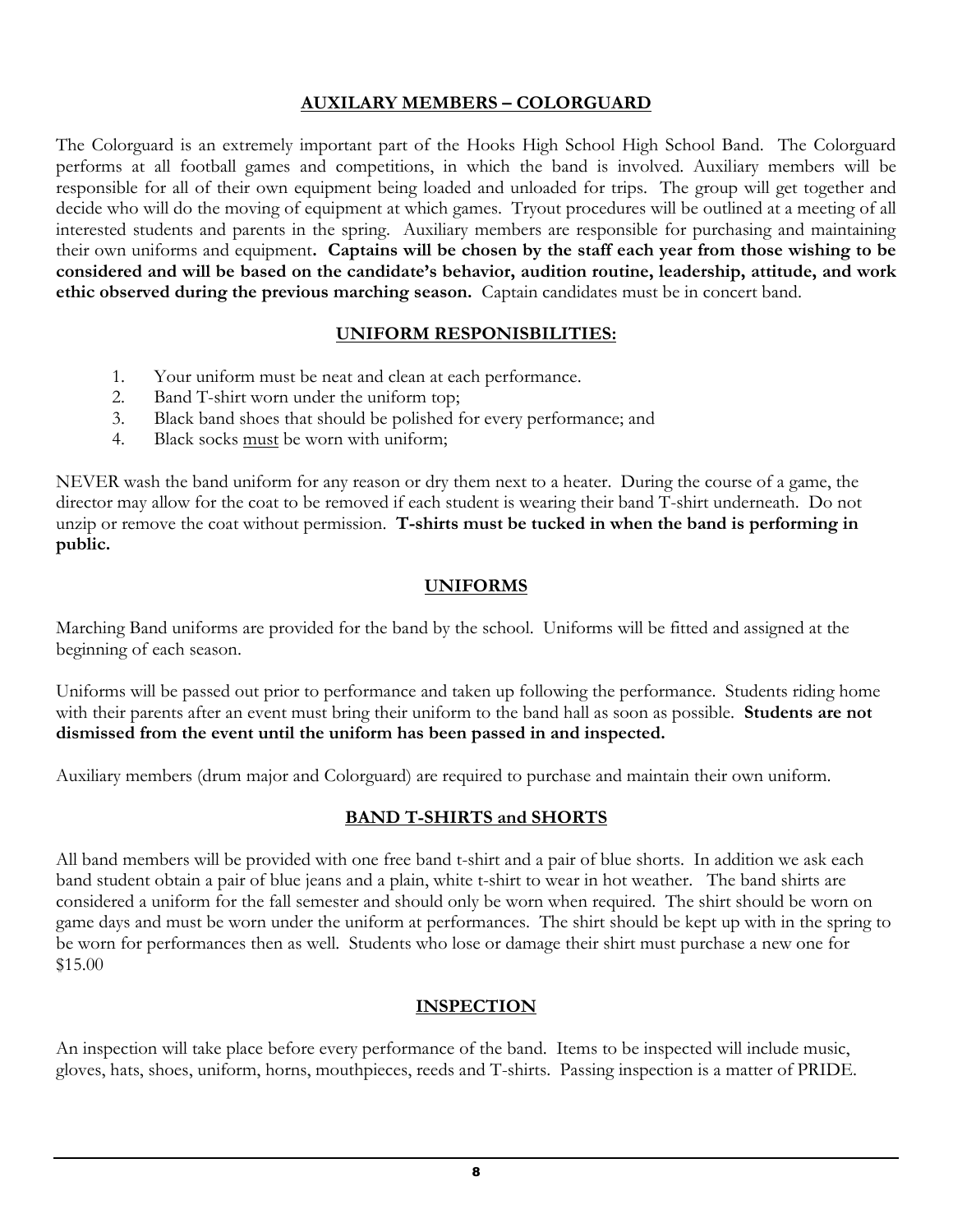## AUXILARY MEMBERS – COLORGUARD

The Colorguard is an extremely important part of the Hooks High School High School Band. The Colorguard performs at all football games and competitions, in which the band is involved. Auxiliary members will be responsible for all of their own equipment being loaded and unloaded for trips. The group will get together and decide who will do the moving of equipment at which games. Tryout procedures will be outlined at a meeting of all interested students and parents in the spring. Auxiliary members are responsible for purchasing and maintaining their own uniforms and equipment**. Captains will be chosen by the staff each year from those wishing to be considered and will be based on the candidate's behavior, audition routine, leadership, attitude, and work ethic observed during the previous marching season.** Captain candidates must be in concert band.

## UNIFORM RESPONISBILITIES:

1. Your uniform must be neat and clean at each performance.
2. Band T-shirt worn under the uniform top;
3. Black band shoes that should be polished for every performance; and
4. Black socks <u>must</u> be worn with uniform;

NEVER wash the band uniform for any reason or dry them next to a heater. During the course of a game, the director may allow for the coat to be removed if each student is wearing their band T-shirt underneath. Do not unzip or remove the coat without permission. **T-shirts must be tucked in when the band is performing in public.**

## UNIFORMS

Marching Band uniforms are provided for the band by the school. Uniforms will be fitted and assigned at the beginning of each season.

Uniforms will be passed out prior to performance and taken up following the performance. Students riding home with their parents after an event must bring their uniform to the band hall as soon as possible. **Students are not dismissed from the event until the uniform has been passed in and inspected.**

Auxiliary members (drum major and Colorguard) are required to purchase and maintain their own uniform.

## BAND T-SHIRTS and SHORTS

All band members will be provided with one free band t-shirt and a pair of blue shorts. In addition we ask each band student obtain a pair of blue jeans and a plain, white t-shirt to wear in hot weather. The band shirts are considered a uniform for the fall semester and should only be worn when required. The shirt should be worn on game days and must be worn under the uniform at performances. The shirt should be kept up with in the spring to be worn for performances then as well. Students who lose or damage their shirt must purchase a new one for $15.00

## INSPECTION

An inspection will take place before every performance of the band. Items to be inspected will include music, gloves, hats, shoes, uniform, horns, mouthpieces, reeds and T-shirts. Passing inspection is a matter of PRIDE.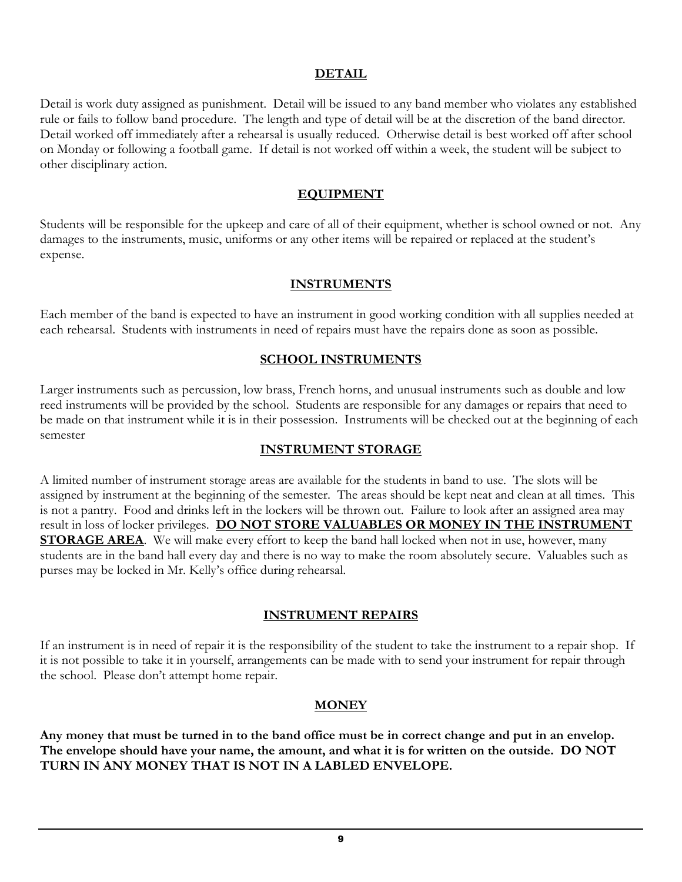## DETAIL

Detail is work duty assigned as punishment. Detail will be issued to any band member who violates any established rule or fails to follow band procedure. The length and type of detail will be at the discretion of the band director. Detail worked off immediately after a rehearsal is usually reduced. Otherwise detail is best worked off after school on Monday or following a football game. If detail is not worked off within a week, the student will be subject to other disciplinary action.

## EQUIPMENT

Students will be responsible for the upkeep and care of all of their equipment, whether is school owned or not. Any damages to the instruments, music, uniforms or any other items will be repaired or replaced at the student's expense.

## INSTRUMENTS

Each member of the band is expected to have an instrument in good working condition with all supplies needed at each rehearsal. Students with instruments in need of repairs must have the repairs done as soon as possible.

## SCHOOL INSTRUMENTS

Larger instruments such as percussion, low brass, French horns, and unusual instruments such as double and low reed instruments will be provided by the school. Students are responsible for any damages or repairs that need to be made on that instrument while it is in their possession. Instruments will be checked out at the beginning of each semester

## INSTRUMENT STORAGE

A limited number of instrument storage areas are available for the students in band to use. The slots will be assigned by instrument at the beginning of the semester. The areas should be kept neat and clean at all times. This is not a pantry. Food and drinks left in the lockers will be thrown out. Failure to look after an assigned area may result in loss of locker privileges. **DO NOT STORE VALUABLES OR MONEY IN THE INSTRUMENT STORAGE AREA**. We will make every effort to keep the band hall locked when not in use, however, many students are in the band hall every day and there is no way to make the room absolutely secure. Valuables such as purses may be locked in Mr. Kelly's office during rehearsal.

## INSTRUMENT REPAIRS

If an instrument is in need of repair it is the responsibility of the student to take the instrument to a repair shop. If it is not possible to take it in yourself, arrangements can be made with to send your instrument for repair through the school. Please don't attempt home repair.

## MONEY

**Any money that must be turned in to the band office must be in correct change and put in an envelop. The envelope should have your name, the amount, and what it is for written on the outside. DO NOT TURN IN ANY MONEY THAT IS NOT IN A LABLED ENVELOPE.**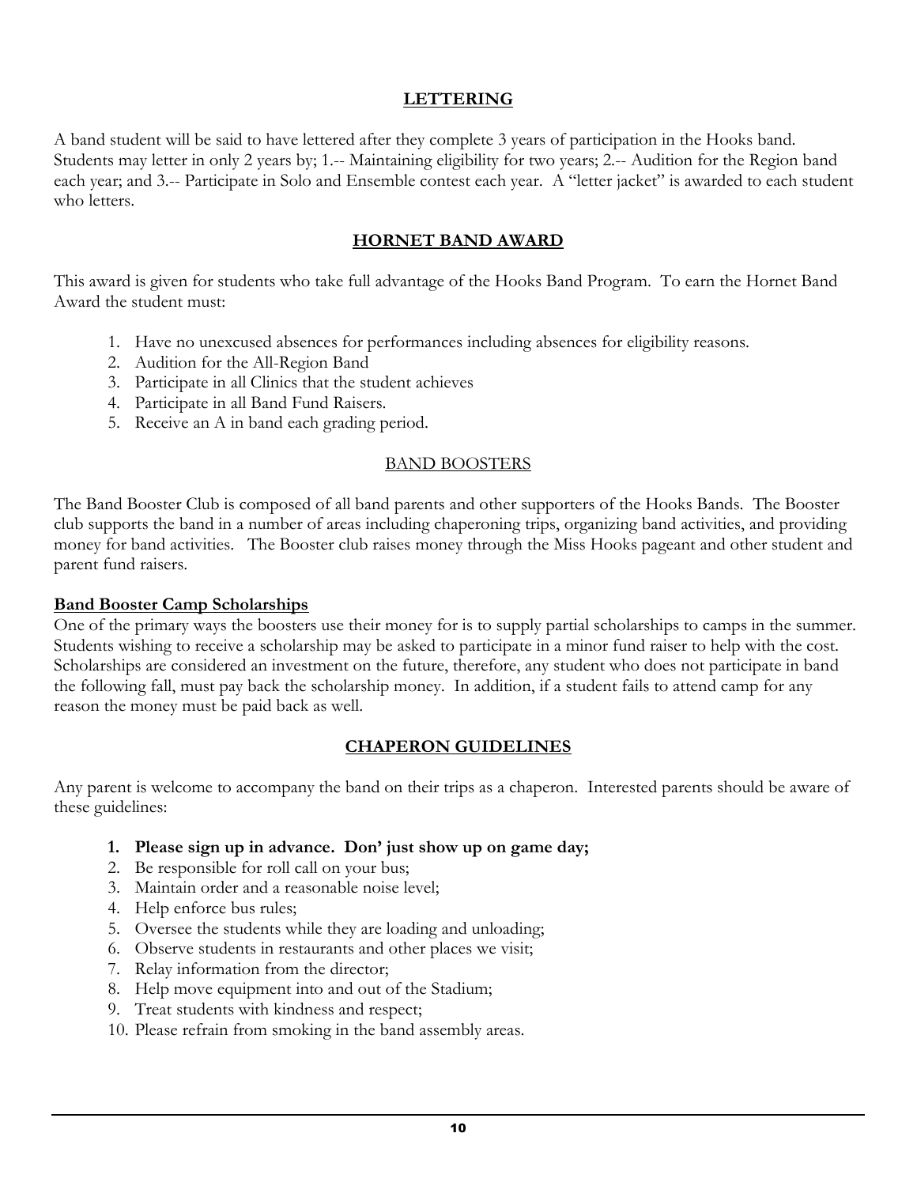## LETTERING

A band student will be said to have lettered after they complete 3 years of participation in the Hooks band. Students may letter in only 2 years by; 1.-- Maintaining eligibility for two years; 2.-- Audition for the Region band each year; and 3.-- Participate in Solo and Ensemble contest each year. A "letter jacket" is awarded to each student who letters.

## HORNET BAND AWARD

This award is given for students who take full advantage of the Hooks Band Program. To earn the Hornet Band Award the student must:

1. Have no unexcused absences for performances including absences for eligibility reasons.
2. Audition for the All-Region Band
3. Participate in all Clinics that the student achieves
4. Participate in all Band Fund Raisers.
5. Receive an A in band each grading period.

## BAND BOOSTERS

The Band Booster Club is composed of all band parents and other supporters of the Hooks Bands. The Booster club supports the band in a number of areas including chaperoning trips, organizing band activities, and providing money for band activities. The Booster club raises money through the Miss Hooks pageant and other student and parent fund raisers.

### Band Booster Camp Scholarships

One of the primary ways the boosters use their money for is to supply partial scholarships to camps in the summer. Students wishing to receive a scholarship may be asked to participate in a minor fund raiser to help with the cost. Scholarships are considered an investment on the future, therefore, any student who does not participate in band the following fall, must pay back the scholarship money. In addition, if a student fails to attend camp for any reason the money must be paid back as well.

## CHAPERON GUIDELINES

Any parent is welcome to accompany the band on their trips as a chaperon. Interested parents should be aware of these guidelines:

1. **Please sign up in advance. Don' just show up on game day;**
2. Be responsible for roll call on your bus;
3. Maintain order and a reasonable noise level;
4. Help enforce bus rules;
5. Oversee the students while they are loading and unloading;
6. Observe students in restaurants and other places we visit;
7. Relay information from the director;
8. Help move equipment into and out of the Stadium;
9. Treat students with kindness and respect;
10. Please refrain from smoking in the band assembly areas.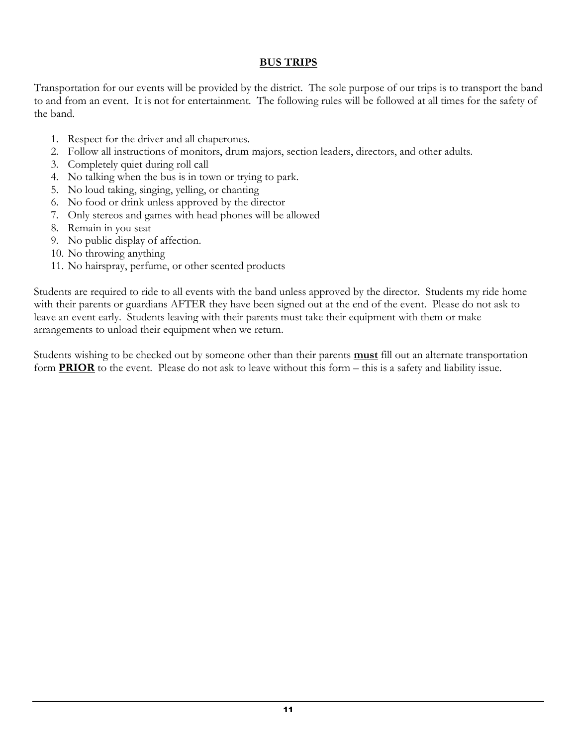## **BUS TRIPS**

Transportation for our events will be provided by the district. The sole purpose of our trips is to transport the band to and from an event. It is not for entertainment. The following rules will be followed at all times for the safety of the band.

1. Respect for the driver and all chaperones.
2. Follow all instructions of monitors, drum majors, section leaders, directors, and other adults.
3. Completely quiet during roll call
4. No talking when the bus is in town or trying to park.
5. No loud taking, singing, yelling, or chanting
6. No food or drink unless approved by the director
7. Only stereos and games with head phones will be allowed
8. Remain in you seat
9. No public display of affection.
10. No throwing anything
11. No hairspray, perfume, or other scented products

Students are required to ride to all events with the band unless approved by the director. Students my ride home with their parents or guardians AFTER they have been signed out at the end of the event. Please do not ask to leave an event early. Students leaving with their parents must take their equipment with them or make arrangements to unload their equipment when we return.

Students wishing to be checked out by someone other than their parents **must** fill out an alternate transportation form **PRIOR** to the event. Please do not ask to leave without this form – this is a safety and liability issue.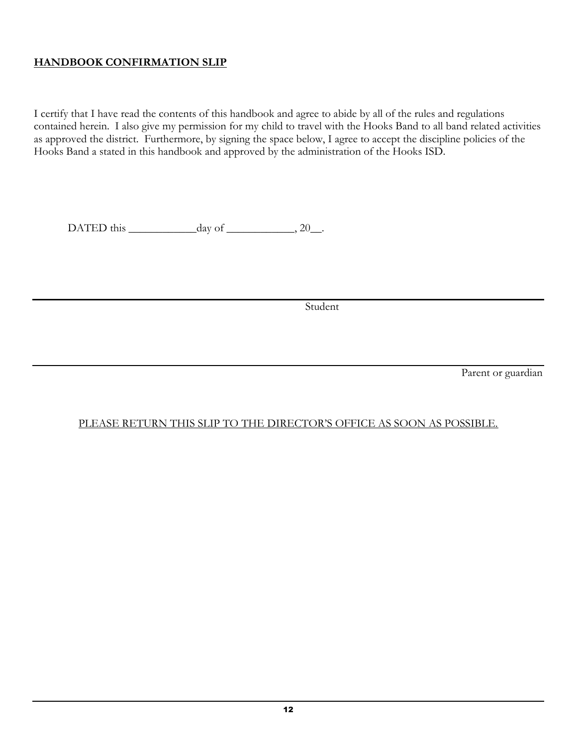**HANDBOOK CONFIRMATION SLIP**

I certify that I have read the contents of this handbook and agree to abide by all of the rules and regulations contained herein. I also give my permission for my child to travel with the Hooks Band to all band related activities as approved the district. Furthermore, by signing the space below, I agree to accept the discipline policies of the Hooks Band a stated in this handbook and approved by the administration of the Hooks ISD.

DATED this ____________day of ____________, 20__.

______________________________________________
Student

______________________________________________
Parent or guardian

PLEASE RETURN THIS SLIP TO THE DIRECTOR'S OFFICE AS SOON AS POSSIBLE.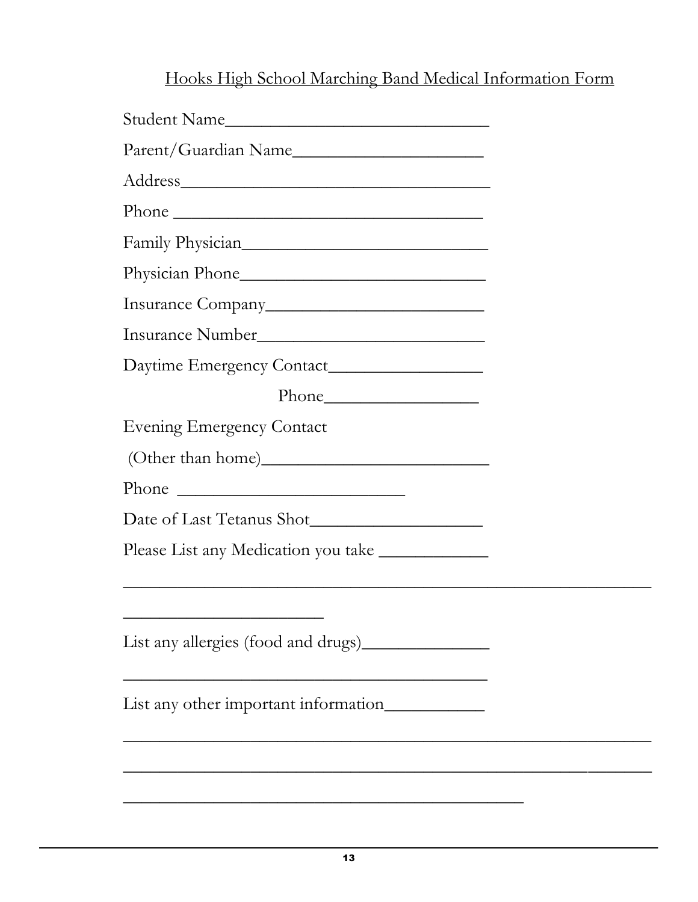# Hooks High School Marching Band Medical Information Form

Student Name______________________________

Parent/Guardian Name_____________________

Address__________________________________

Phone ___________________________________

Family Physician__________________________

Physician Phone__________________________

Insurance Company________________________

Insurance Number_________________________

Daytime Emergency Contact_________________

Phone_________________

Evening Emergency Contact

(Other than home)_________________________

Phone __________________________

Date of Last Tetanus Shot___________________

Please List any Medication you take ____________

_____________________________________________________________

______________________

List any allergies (food and drugs)_______________

________________________________________

List any other important information___________

_____________________________________________________________

_____________________________________________________________

____________________________________________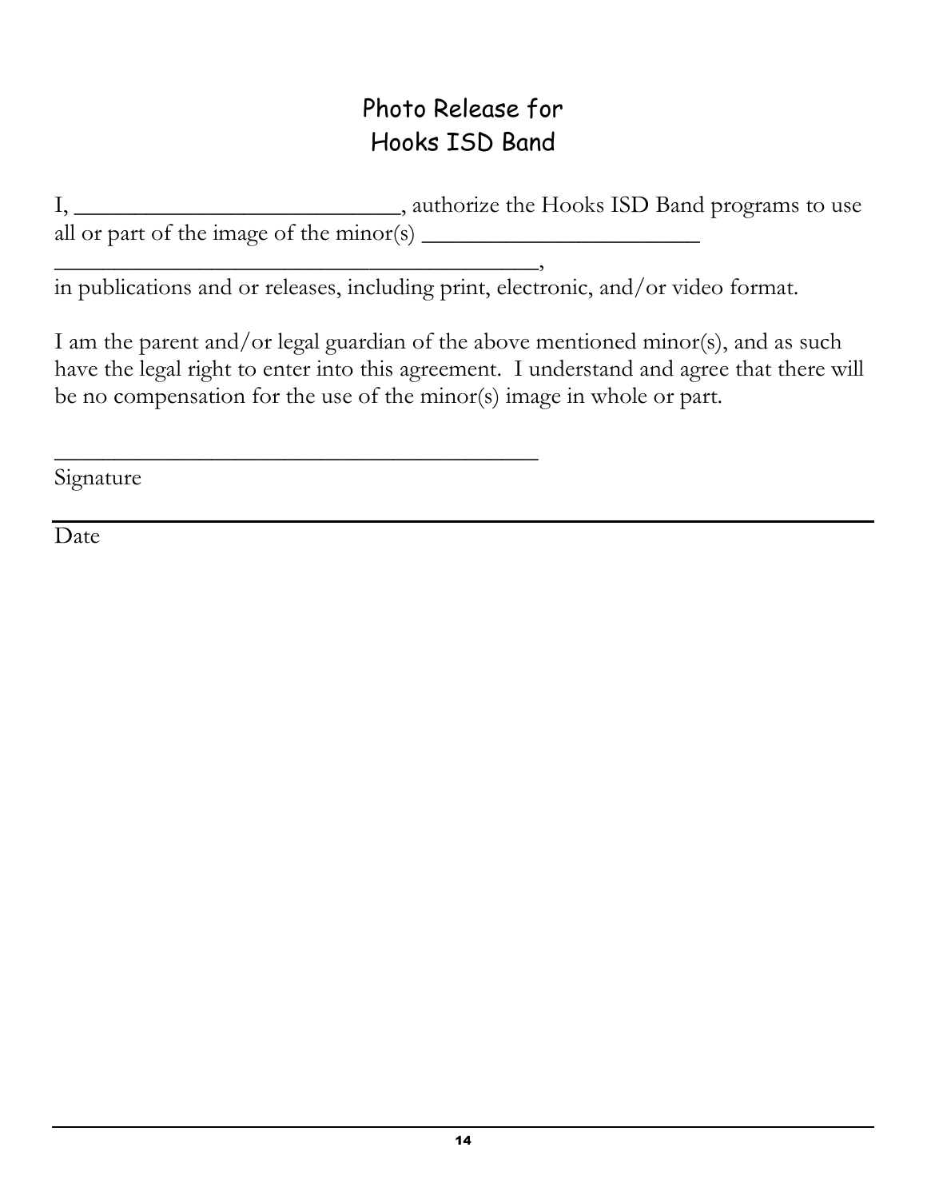# Photo Release for
# Hooks ISD Band

I, ___________________________, authorize the Hooks ISD Band programs to use all or part of the image of the minor(s) _______________________
_________________________________________,
in publications and or releases, including print, electronic, and/or video format.

I am the parent and/or legal guardian of the above mentioned minor(s), and as such have the legal right to enter into this agreement. I understand and agree that there will be no compensation for the use of the minor(s) image in whole or part.

_________________________________________
Signature

_________________________________________
Date